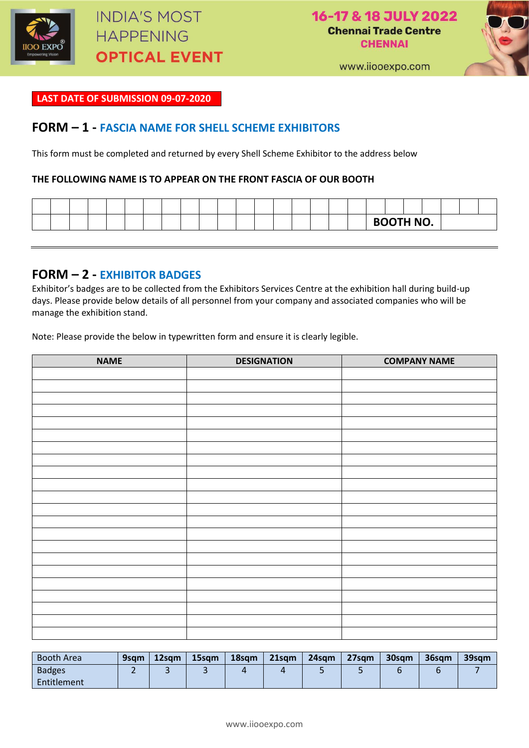INDIA'S MOST HAPPENING **OPTICAL EVENT**

**16-17 & 18 JULY 2022**
**Chennai Trade Centre**
**CHENNAI**

www.iiooexpo.com

**LAST DATE OF SUBMISSION 09-07-2020**

## FORM – 1 - FASCIA NAME FOR SHELL SCHEME EXHIBITORS

This form must be completed and returned by every Shell Scheme Exhibitor to the address below

**THE FOLLOWING NAME IS TO APPEAR ON THE FRONT FASCIA OF OUR BOOTH**

| | | | | | | | | | | | | | | | | | | | | | | | | |
|---|---|---|---|---|---|---|---|---|---|---|---|---|---|---|---|---|---|---|---|---|---|---|---|---|
| | | | | | | | | | | | | | | | | | | **BOOTH NO.** | | | | | | |

---

## FORM – 2 - EXHIBITOR BADGES

Exhibitor's badges are to be collected from the Exhibitors Services Centre at the exhibition hall during build-up days. Please provide below details of all personnel from your company and associated companies who will be manage the exhibition stand.

Note: Please provide the below in typewritten form and ensure it is clearly legible.

| NAME | DESIGNATION | COMPANY NAME |
|---|---|---|
| | | |
| | | |
| | | |
| | | |
| | | |
| | | |
| | | |
| | | |
| | | |
| | | |
| | | |
| | | |
| | | |
| | | |
| | | |
| | | |
| | | |
| | | |
| | | |
| | | |
| | | |
| | | |

| Booth Area | 9sqm | 12sqm | 15sqm | 18sqm | 21sqm | 24sqm | 27sqm | 30sqm | 36sqm | 39sqm |
|---|---|---|---|---|---|---|---|---|---|---|
| Badges Entitlement | 2 | 3 | 3 | 4 | 4 | 5 | 5 | 6 | 6 | 7 |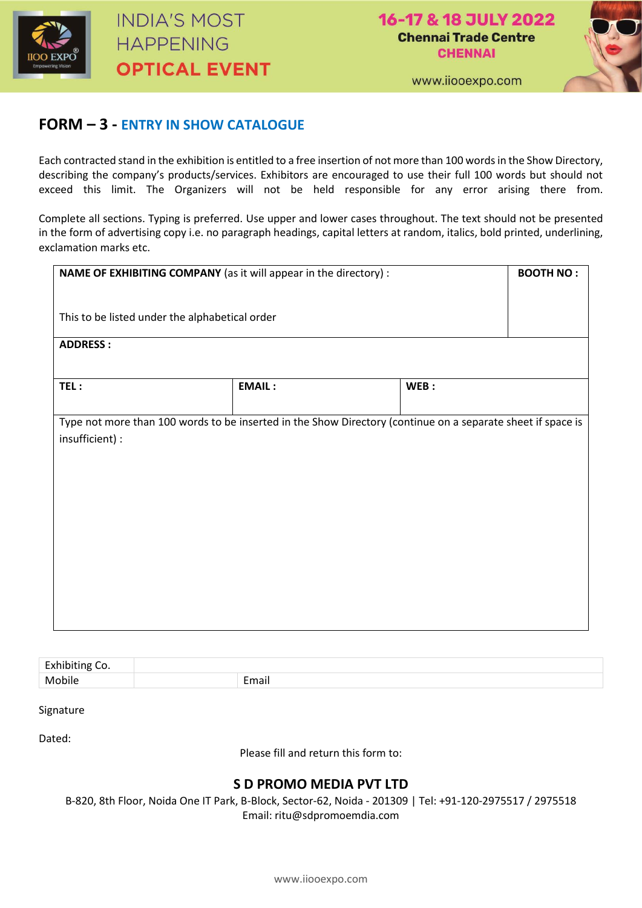IIOO EXPO
Empowering Vision

INDIA'S MOST HAPPENING **OPTICAL EVENT**

**16-17 & 18 JULY 2022**
**Chennai Trade Centre**
**CHENNAI**

www.iiooexpo.com

## FORM – 3 - ENTRY IN SHOW CATALOGUE

Each contracted stand in the exhibition is entitled to a free insertion of not more than 100 words in the Show Directory, describing the company's products/services. Exhibitors are encouraged to use their full 100 words but should not exceed this limit. The Organizers will not be held responsible for any error arising there from.

Complete all sections. Typing is preferred. Use upper and lower cases throughout. The text should not be presented in the form of advertising copy i.e. no paragraph headings, capital letters at random, italics, bold printed, underlining, exclamation marks etc.

| | | |
|---|---|---|
| **NAME OF EXHIBITING COMPANY** (as it will appear in the directory) :<br><br>This to be listed under the alphabetical order | | **BOOTH NO :** |
| **ADDRESS :** | | |
| **TEL :** | **EMAIL :** | **WEB :** |
| Type not more than 100 words to be inserted in the Show Directory (continue on a separate sheet if space is insufficient) : | | |

| | | |
|---|---|---|
| Exhibiting Co. | | |
| Mobile | | Email |

Signature

Dated:

Please fill and return this form to:

**S D PROMO MEDIA PVT LTD**

B-820, 8th Floor, Noida One IT Park, B-Block, Sector-62, Noida - 201309 | Tel: +91-120-2975517 / 2975518
Email: ritu@sdpromoemdia.com